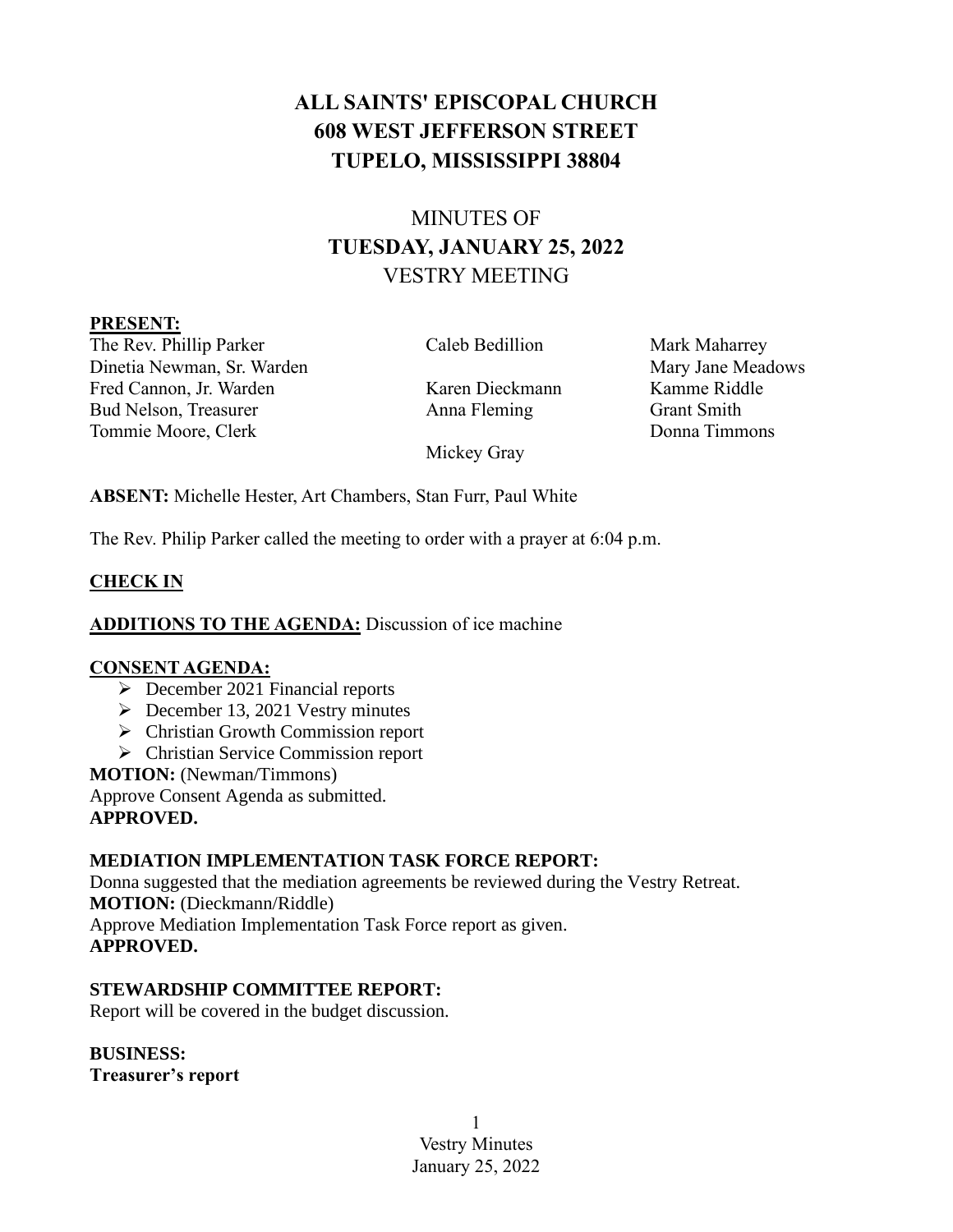# ALL SAINTS' EPISCOPAL CHURCH
# 608 WEST JEFFERSON STREET
# TUPELO, MISSISSIPPI 38804

## MINUTES OF
## TUESDAY, JANUARY 25, 2022
## VESTRY MEETING

**PRESENT:**

The Rev. Phillip Parker
Dinetia Newman, Sr. Warden
Fred Cannon, Jr. Warden
Bud Nelson, Treasurer
Tommie Moore, Clerk

Caleb Bedillion
Karen Dieckmann
Anna Fleming
Mickey Gray

Mark Maharrey
Mary Jane Meadows
Kamme Riddle
Grant Smith
Donna Timmons

**ABSENT:** Michelle Hester, Art Chambers, Stan Furr, Paul White

The Rev. Philip Parker called the meeting to order with a prayer at 6:04 p.m.

**CHECK IN**

**ADDITIONS TO THE AGENDA:** Discussion of ice machine

**CONSENT AGENDA:**

- December 2021 Financial reports
- December 13, 2021 Vestry minutes
- Christian Growth Commission report
- Christian Service Commission report

**MOTION:** (Newman/Timmons)
Approve Consent Agenda as submitted.
**APPROVED.**

**MEDIATION IMPLEMENTATION TASK FORCE REPORT:**
Donna suggested that the mediation agreements be reviewed during the Vestry Retreat.
**MOTION:** (Dieckmann/Riddle)
Approve Mediation Implementation Task Force report as given.
**APPROVED.**

**STEWARDSHIP COMMITTEE REPORT:**
Report will be covered in the budget discussion.

**BUSINESS:**
**Treasurer's report**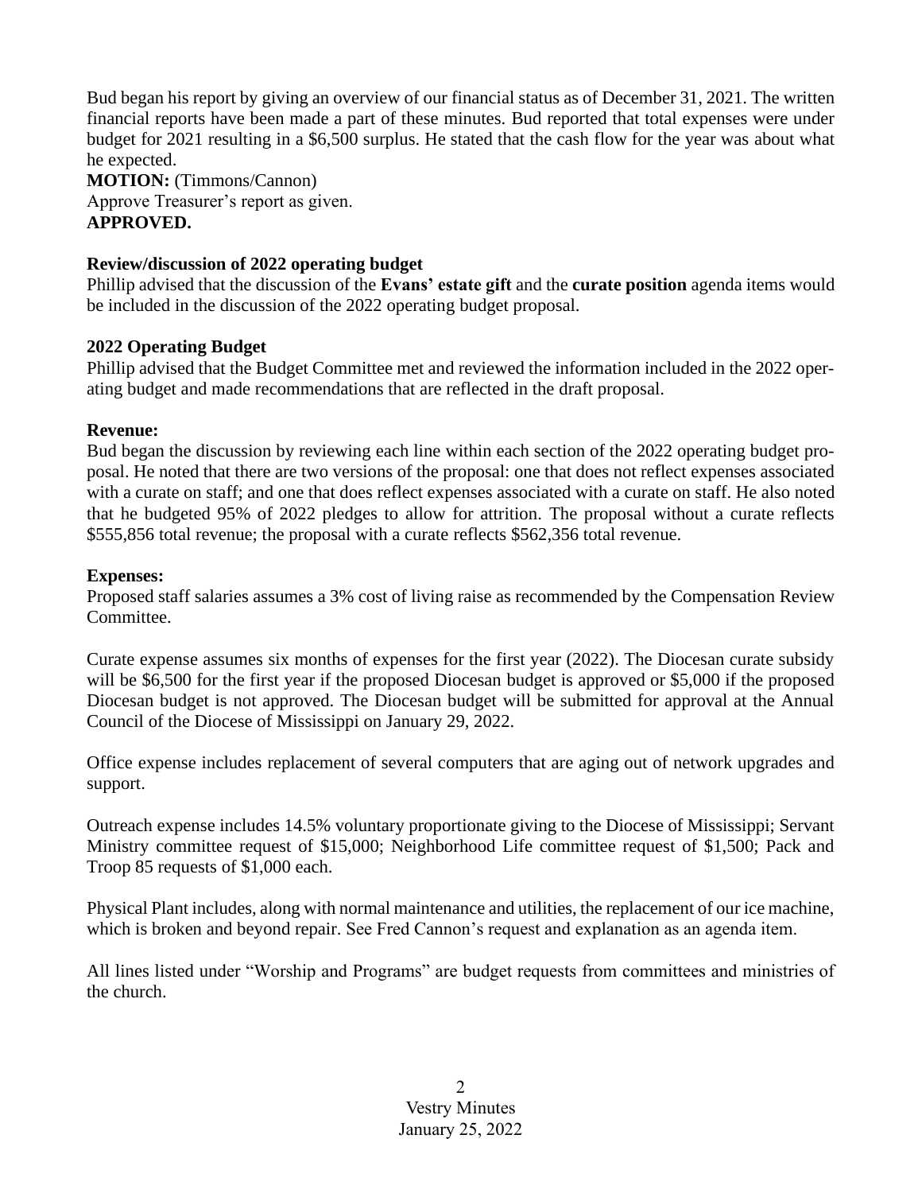Bud began his report by giving an overview of our financial status as of December 31, 2021. The written financial reports have been made a part of these minutes. Bud reported that total expenses were under budget for 2021 resulting in a $6,500 surplus. He stated that the cash flow for the year was about what he expected.

**MOTION:** (Timmons/Cannon)
Approve Treasurer's report as given.
**APPROVED.**

**Review/discussion of 2022 operating budget**
Phillip advised that the discussion of the **Evans' estate gift** and the **curate position** agenda items would be included in the discussion of the 2022 operating budget proposal.

**2022 Operating Budget**
Phillip advised that the Budget Committee met and reviewed the information included in the 2022 operating budget and made recommendations that are reflected in the draft proposal.

**Revenue:**
Bud began the discussion by reviewing each line within each section of the 2022 operating budget proposal. He noted that there are two versions of the proposal: one that does not reflect expenses associated with a curate on staff; and one that does reflect expenses associated with a curate on staff. He also noted that he budgeted 95% of 2022 pledges to allow for attrition. The proposal without a curate reflects $555,856 total revenue; the proposal with a curate reflects $562,356 total revenue.

**Expenses:**
Proposed staff salaries assumes a 3% cost of living raise as recommended by the Compensation Review Committee.

Curate expense assumes six months of expenses for the first year (2022). The Diocesan curate subsidy will be $6,500 for the first year if the proposed Diocesan budget is approved or $5,000 if the proposed Diocesan budget is not approved. The Diocesan budget will be submitted for approval at the Annual Council of the Diocese of Mississippi on January 29, 2022.

Office expense includes replacement of several computers that are aging out of network upgrades and support.

Outreach expense includes 14.5% voluntary proportionate giving to the Diocese of Mississippi; Servant Ministry committee request of $15,000; Neighborhood Life committee request of $1,500; Pack and Troop 85 requests of $1,000 each.

Physical Plant includes, along with normal maintenance and utilities, the replacement of our ice machine, which is broken and beyond repair. See Fred Cannon's request and explanation as an agenda item.

All lines listed under "Worship and Programs" are budget requests from committees and ministries of the church.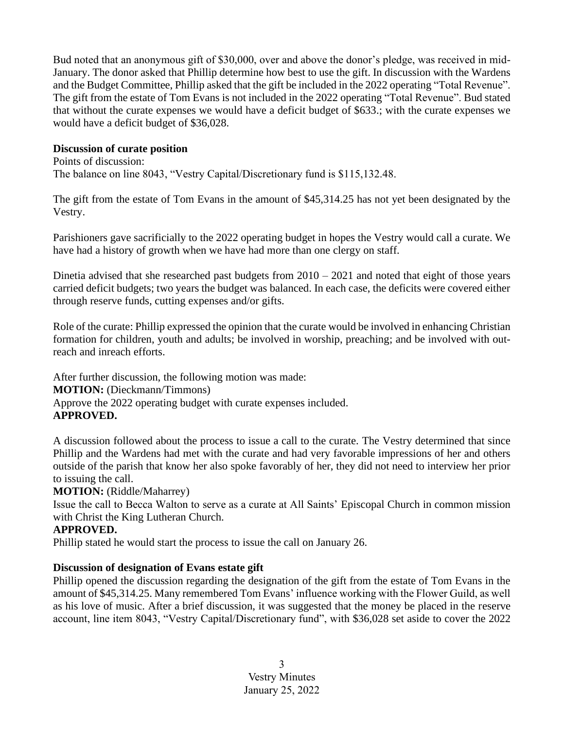Bud noted that an anonymous gift of $30,000, over and above the donor's pledge, was received in mid-January. The donor asked that Phillip determine how best to use the gift. In discussion with the Wardens and the Budget Committee, Phillip asked that the gift be included in the 2022 operating "Total Revenue". The gift from the estate of Tom Evans is not included in the 2022 operating "Total Revenue". Bud stated that without the curate expenses we would have a deficit budget of $633.; with the curate expenses we would have a deficit budget of $36,028.

**Discussion of curate position**

Points of discussion:
The balance on line 8043, "Vestry Capital/Discretionary fund is $115,132.48.

The gift from the estate of Tom Evans in the amount of $45,314.25 has not yet been designated by the Vestry.

Parishioners gave sacrificially to the 2022 operating budget in hopes the Vestry would call a curate. We have had a history of growth when we have had more than one clergy on staff.

Dinetia advised that she researched past budgets from 2010 – 2021 and noted that eight of those years carried deficit budgets; two years the budget was balanced. In each case, the deficits were covered either through reserve funds, cutting expenses and/or gifts.

Role of the curate: Phillip expressed the opinion that the curate would be involved in enhancing Christian formation for children, youth and adults; be involved in worship, preaching; and be involved with out-reach and inreach efforts.

After further discussion, the following motion was made:
**MOTION:** (Dieckmann/Timmons)
Approve the 2022 operating budget with curate expenses included.
**APPROVED.**

A discussion followed about the process to issue a call to the curate. The Vestry determined that since Phillip and the Wardens had met with the curate and had very favorable impressions of her and others outside of the parish that know her also spoke favorably of her, they did not need to interview her prior to issuing the call.
**MOTION:** (Riddle/Maharrey)
Issue the call to Becca Walton to serve as a curate at All Saints' Episcopal Church in common mission with Christ the King Lutheran Church.
**APPROVED.**
Phillip stated he would start the process to issue the call on January 26.

**Discussion of designation of Evans estate gift**

Phillip opened the discussion regarding the designation of the gift from the estate of Tom Evans in the amount of $45,314.25. Many remembered Tom Evans' influence working with the Flower Guild, as well as his love of music. After a brief discussion, it was suggested that the money be placed in the reserve account, line item 8043, "Vestry Capital/Discretionary fund", with $36,028 set aside to cover the 2022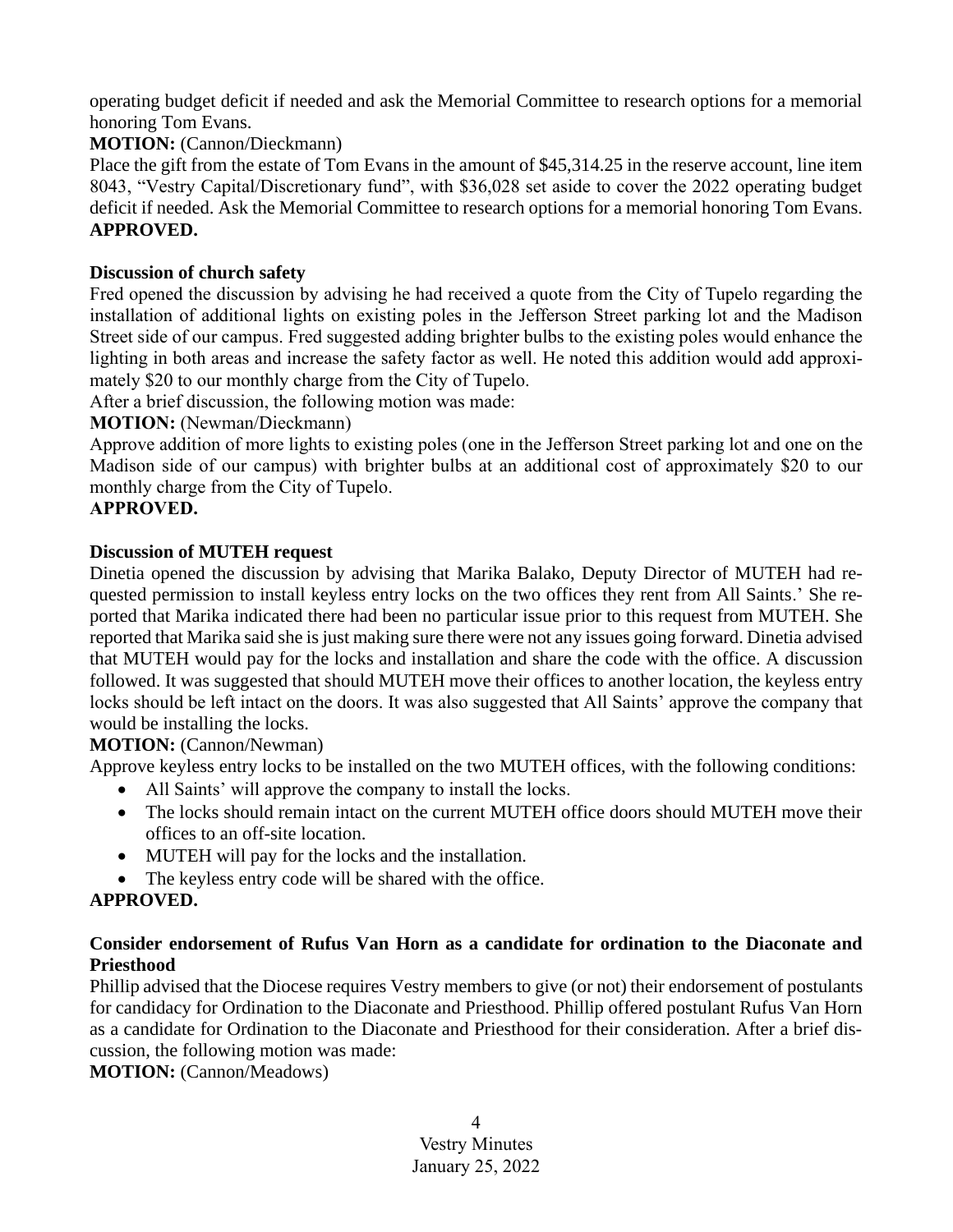operating budget deficit if needed and ask the Memorial Committee to research options for a memorial honoring Tom Evans.

**MOTION:** (Cannon/Dieckmann)

Place the gift from the estate of Tom Evans in the amount of $45,314.25 in the reserve account, line item 8043, "Vestry Capital/Discretionary fund", with $36,028 set aside to cover the 2022 operating budget deficit if needed. Ask the Memorial Committee to research options for a memorial honoring Tom Evans.

**APPROVED.**

**Discussion of church safety**

Fred opened the discussion by advising he had received a quote from the City of Tupelo regarding the installation of additional lights on existing poles in the Jefferson Street parking lot and the Madison Street side of our campus. Fred suggested adding brighter bulbs to the existing poles would enhance the lighting in both areas and increase the safety factor as well. He noted this addition would add approximately $20 to our monthly charge from the City of Tupelo.

After a brief discussion, the following motion was made:

**MOTION:** (Newman/Dieckmann)

Approve addition of more lights to existing poles (one in the Jefferson Street parking lot and one on the Madison side of our campus) with brighter bulbs at an additional cost of approximately $20 to our monthly charge from the City of Tupelo.

**APPROVED.**

**Discussion of MUTEH request**

Dinetia opened the discussion by advising that Marika Balako, Deputy Director of MUTEH had requested permission to install keyless entry locks on the two offices they rent from All Saints.' She reported that Marika indicated there had been no particular issue prior to this request from MUTEH. She reported that Marika said she is just making sure there were not any issues going forward. Dinetia advised that MUTEH would pay for the locks and installation and share the code with the office. A discussion followed. It was suggested that should MUTEH move their offices to another location, the keyless entry locks should be left intact on the doors. It was also suggested that All Saints' approve the company that would be installing the locks.

**MOTION:** (Cannon/Newman)

Approve keyless entry locks to be installed on the two MUTEH offices, with the following conditions:

- All Saints' will approve the company to install the locks.
- The locks should remain intact on the current MUTEH office doors should MUTEH move their offices to an off-site location.
- MUTEH will pay for the locks and the installation.
- The keyless entry code will be shared with the office.

**APPROVED.**

**Consider endorsement of Rufus Van Horn as a candidate for ordination to the Diaconate and Priesthood**

Phillip advised that the Diocese requires Vestry members to give (or not) their endorsement of postulants for candidacy for Ordination to the Diaconate and Priesthood. Phillip offered postulant Rufus Van Horn as a candidate for Ordination to the Diaconate and Priesthood for their consideration. After a brief discussion, the following motion was made:

**MOTION:** (Cannon/Meadows)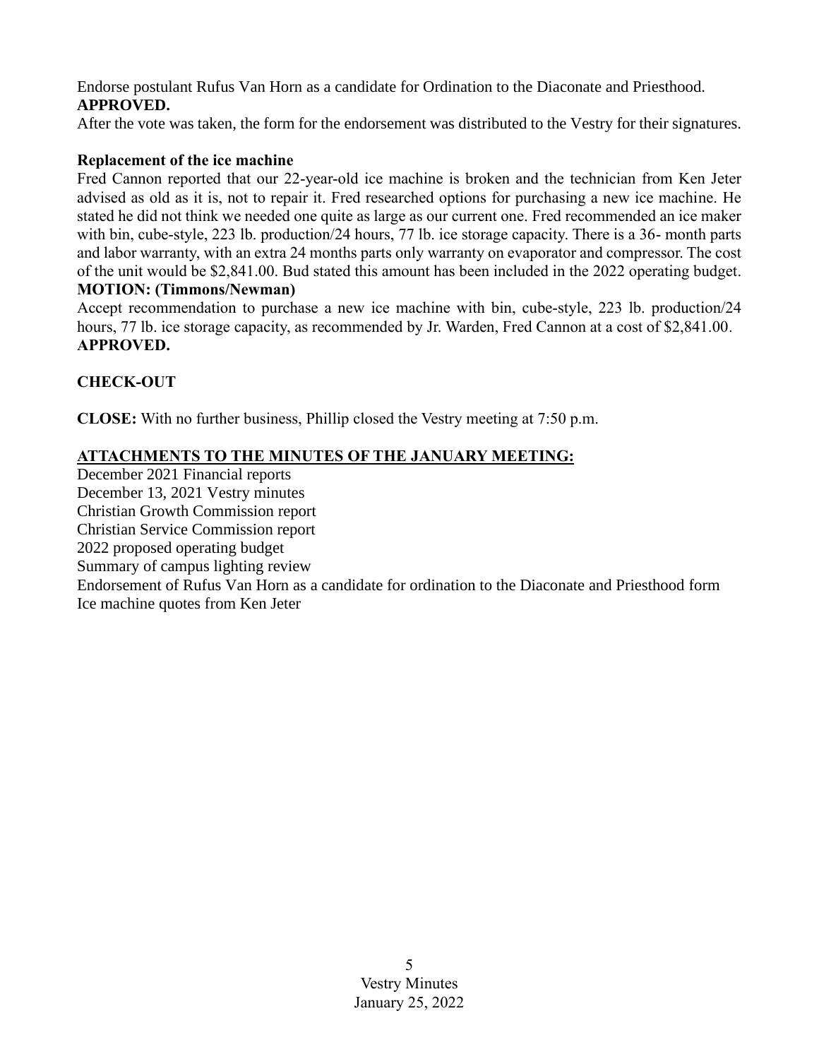Endorse postulant Rufus Van Horn as a candidate for Ordination to the Diaconate and Priesthood.
**APPROVED.**
After the vote was taken, the form for the endorsement was distributed to the Vestry for their signatures.

**Replacement of the ice machine**
Fred Cannon reported that our 22-year-old ice machine is broken and the technician from Ken Jeter advised as old as it is, not to repair it. Fred researched options for purchasing a new ice machine. He stated he did not think we needed one quite as large as our current one. Fred recommended an ice maker with bin, cube-style, 223 lb. production/24 hours, 77 lb. ice storage capacity. There is a 36- month parts and labor warranty, with an extra 24 months parts only warranty on evaporator and compressor. The cost of the unit would be $2,841.00. Bud stated this amount has been included in the 2022 operating budget.
**MOTION: (Timmons/Newman)**
Accept recommendation to purchase a new ice machine with bin, cube-style, 223 lb. production/24 hours, 77 lb. ice storage capacity, as recommended by Jr. Warden, Fred Cannon at a cost of $2,841.00.
**APPROVED.**

**CHECK-OUT**

**CLOSE:** With no further business, Phillip closed the Vestry meeting at 7:50 p.m.

**ATTACHMENTS TO THE MINUTES OF THE JANUARY MEETING:**
December 2021 Financial reports
December 13, 2021 Vestry minutes
Christian Growth Commission report
Christian Service Commission report
2022 proposed operating budget
Summary of campus lighting review
Endorsement of Rufus Van Horn as a candidate for ordination to the Diaconate and Priesthood form
Ice machine quotes from Ken Jeter